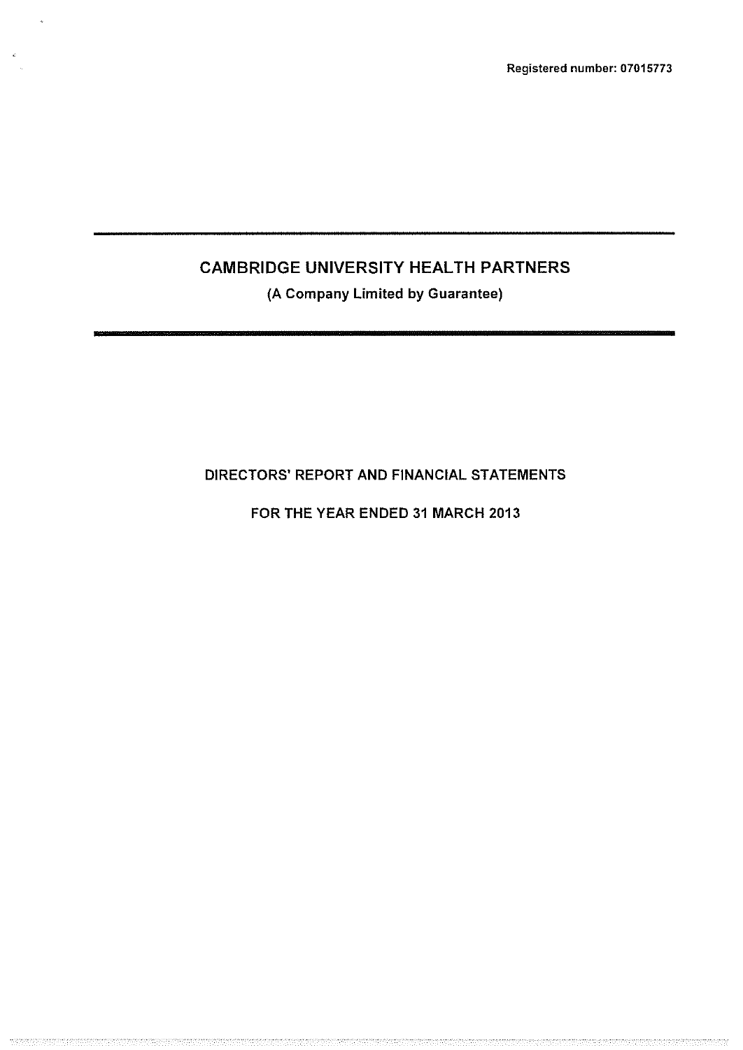Registered number: 07015773

---

# CAMBRIDGE UNIVERSITY HEALTH PARTNERS

**(A Company Limited by Guarantee)**

---

## DIRECTORS' REPORT AND FINANCIAL STATEMENTS

## FOR THE YEAR ENDED 31 MARCH 2013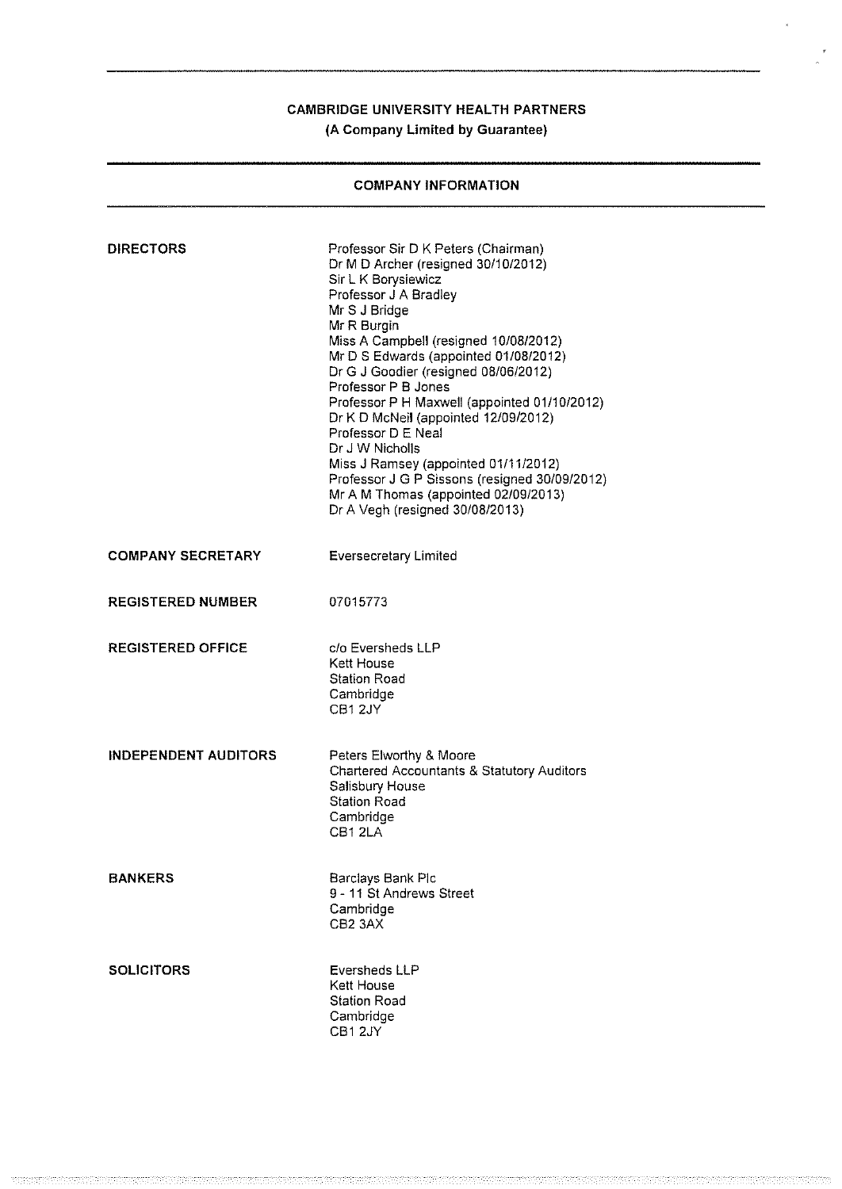# CAMBRIDGE UNIVERSITY HEALTH PARTNERS

**(A Company Limited by Guarantee)**

## COMPANY INFORMATION

**DIRECTORS**

Professor Sir D K Peters (Chairman)
Dr M D Archer (resigned 30/10/2012)
Sir L K Borysiewicz
Professor J A Bradley
Mr S J Bridge
Mr R Burgin
Miss A Campbell (resigned 10/08/2012)
Mr D S Edwards (appointed 01/08/2012)
Dr G J Goodier (resigned 08/06/2012)
Professor P B Jones
Professor P H Maxwell (appointed 01/10/2012)
Dr K D McNeil (appointed 12/09/2012)
Professor D E Neal
Dr J W Nicholls
Miss J Ramsey (appointed 01/11/2012)
Professor J G P Sissons (resigned 30/09/2012)
Mr A M Thomas (appointed 02/09/2013)
Dr A Vegh (resigned 30/08/2013)

**COMPANY SECRETARY**

Eversecretary Limited

**REGISTERED NUMBER**

07015773

**REGISTERED OFFICE**

c/o Eversheds LLP
Kett House
Station Road
Cambridge
CB1 2JY

**INDEPENDENT AUDITORS**

Peters Elworthy & Moore
Chartered Accountants & Statutory Auditors
Salisbury House
Station Road
Cambridge
CB1 2LA

**BANKERS**

Barclays Bank Plc
9 - 11 St Andrews Street
Cambridge
CB2 3AX

**SOLICITORS**

Eversheds LLP
Kett House
Station Road
Cambridge
CB1 2JY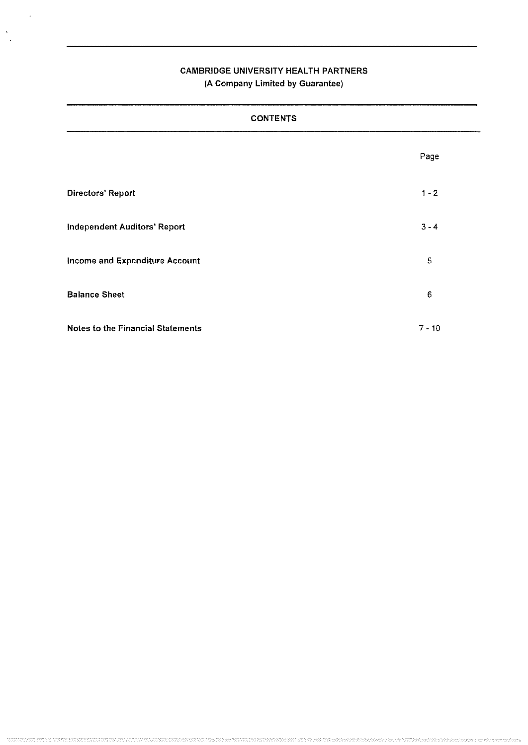CAMBRIDGE UNIVERSITY HEALTH PARTNERS
(A Company Limited by Guarantee)

## CONTENTS

| | Page |
|---|---|
| **Directors' Report** | 1 - 2 |
| **Independent Auditors' Report** | 3 - 4 |
| **Income and Expenditure Account** | 5 |
| **Balance Sheet** | 6 |
| **Notes to the Financial Statements** | 7 - 10 |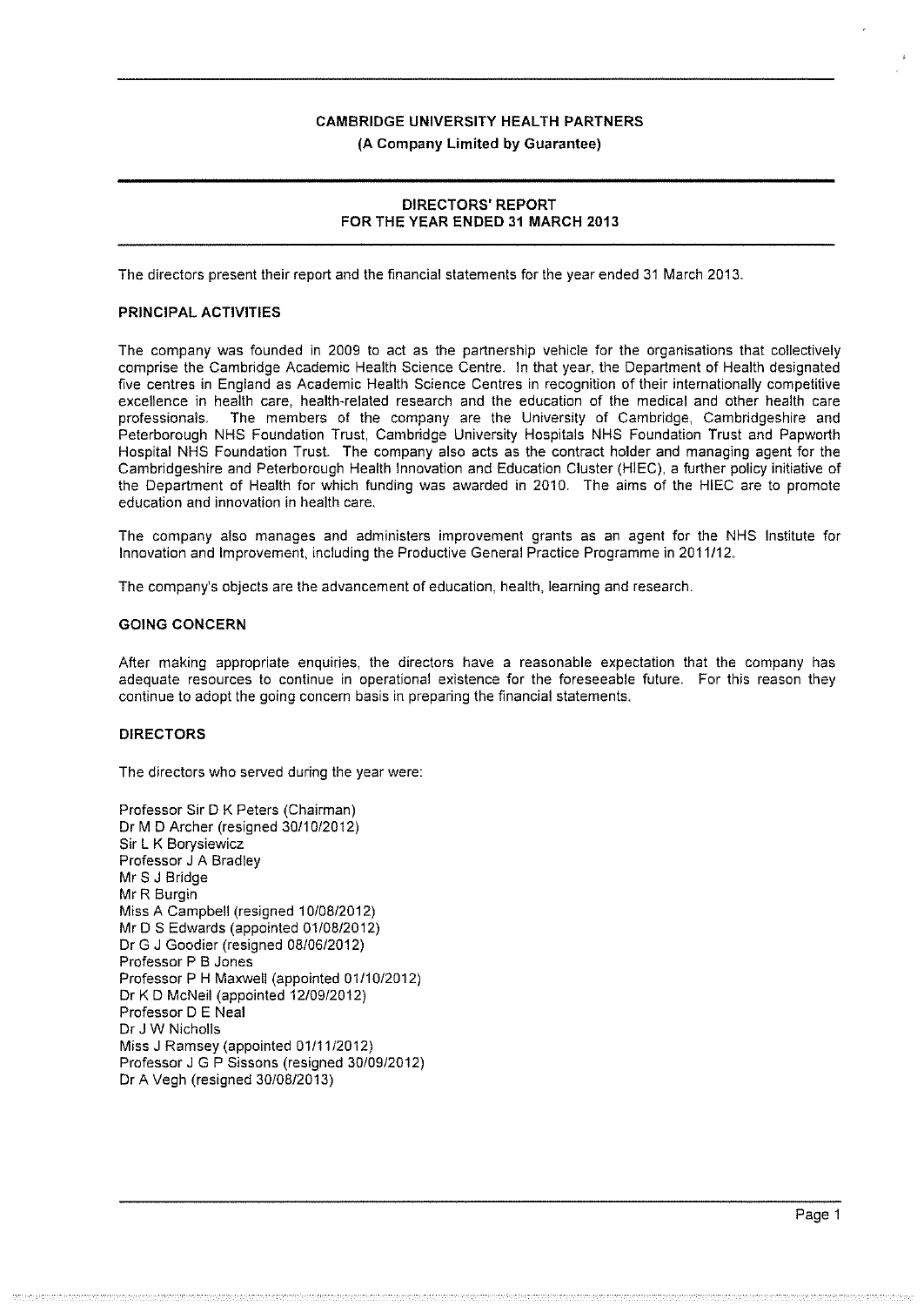# CAMBRIDGE UNIVERSITY HEALTH PARTNERS

**(A Company Limited by Guarantee)**

## DIRECTORS' REPORT
## FOR THE YEAR ENDED 31 MARCH 2013

The directors present their report and the financial statements for the year ended 31 March 2013.

### PRINCIPAL ACTIVITIES

The company was founded in 2009 to act as the partnership vehicle for the organisations that collectively comprise the Cambridge Academic Health Science Centre. In that year, the Department of Health designated five centres in England as Academic Health Science Centres in recognition of their internationally competitive excellence in health care, health-related research and the education of the medical and other health care professionals. The members of the company are the University of Cambridge, Cambridgeshire and Peterborough NHS Foundation Trust, Cambridge University Hospitals NHS Foundation Trust and Papworth Hospital NHS Foundation Trust. The company also acts as the contract holder and managing agent for the Cambridgeshire and Peterborough Health Innovation and Education Cluster (HIEC), a further policy initiative of the Department of Health for which funding was awarded in 2010. The aims of the HIEC are to promote education and innovation in health care.

The company also manages and administers improvement grants as an agent for the NHS Institute for Innovation and Improvement, including the Productive General Practice Programme in 2011/12.

The company's objects are the advancement of education, health, learning and research.

### GOING CONCERN

After making appropriate enquiries, the directors have a reasonable expectation that the company has adequate resources to continue in operational existence for the foreseeable future. For this reason they continue to adopt the going concern basis in preparing the financial statements.

### DIRECTORS

The directors who served during the year were:

Professor Sir D K Peters (Chairman)
Dr M D Archer (resigned 30/10/2012)
Sir L K Borysiewicz
Professor J A Bradley
Mr S J Bridge
Mr R Burgin
Miss A Campbell (resigned 10/08/2012)
Mr D S Edwards (appointed 01/08/2012)
Dr G J Goodier (resigned 08/06/2012)
Professor P B Jones
Professor P H Maxwell (appointed 01/10/2012)
Dr K D McNeil (appointed 12/09/2012)
Professor D E Neal
Dr J W Nicholls
Miss J Ramsey (appointed 01/11/2012)
Professor J G P Sissons (resigned 30/09/2012)
Dr A Vegh (resigned 30/08/2013)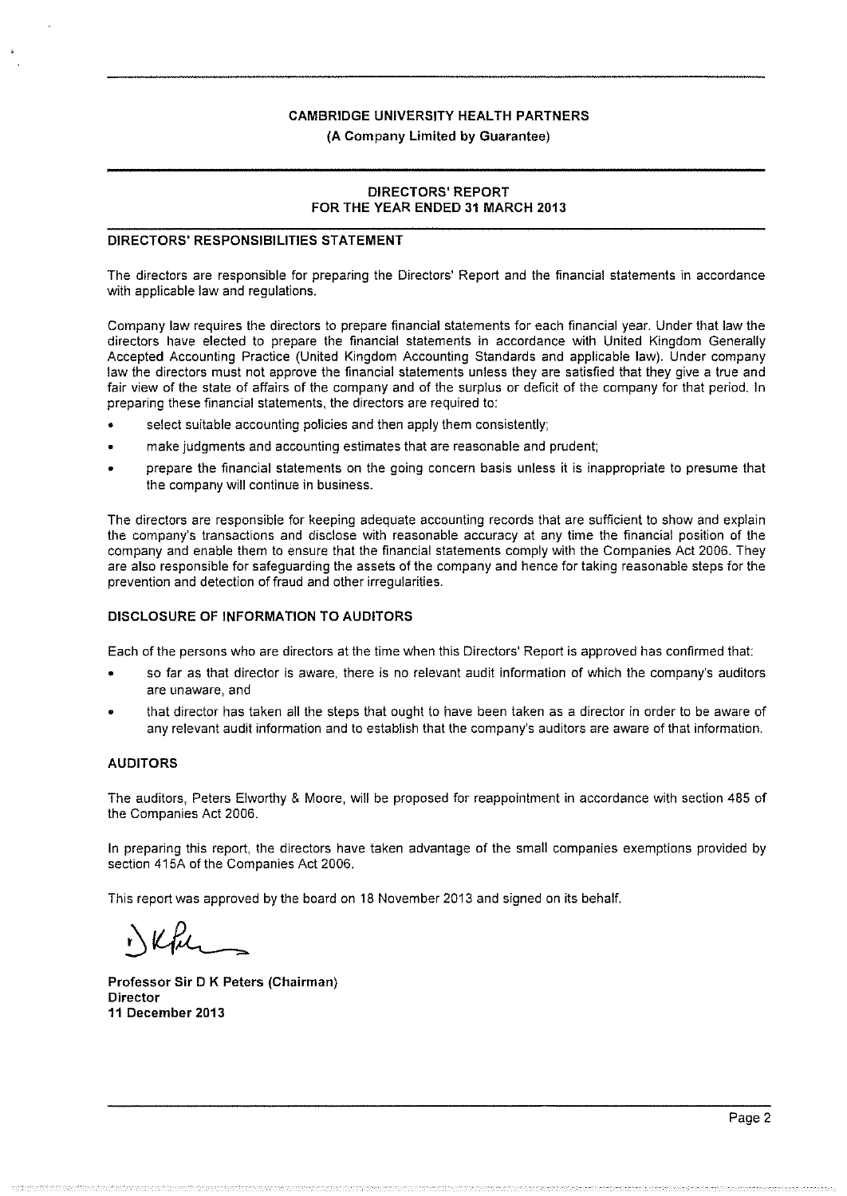**CAMBRIDGE UNIVERSITY HEALTH PARTNERS**
**(A Company Limited by Guarantee)**

## DIRECTORS' REPORT
## FOR THE YEAR ENDED 31 MARCH 2013

### DIRECTORS' RESPONSIBILITIES STATEMENT

The directors are responsible for preparing the Directors' Report and the financial statements in accordance with applicable law and regulations.

Company law requires the directors to prepare financial statements for each financial year. Under that law the directors have elected to prepare the financial statements in accordance with United Kingdom Generally Accepted Accounting Practice (United Kingdom Accounting Standards and applicable law). Under company law the directors must not approve the financial statements unless they are satisfied that they give a true and fair view of the state of affairs of the company and of the surplus or deficit of the company for that period. In preparing these financial statements, the directors are required to:

- select suitable accounting policies and then apply them consistently;
- make judgments and accounting estimates that are reasonable and prudent;
- prepare the financial statements on the going concern basis unless it is inappropriate to presume that the company will continue in business.

The directors are responsible for keeping adequate accounting records that are sufficient to show and explain the company's transactions and disclose with reasonable accuracy at any time the financial position of the company and enable them to ensure that the financial statements comply with the Companies Act 2006. They are also responsible for safeguarding the assets of the company and hence for taking reasonable steps for the prevention and detection of fraud and other irregularities.

### DISCLOSURE OF INFORMATION TO AUDITORS

Each of the persons who are directors at the time when this Directors' Report is approved has confirmed that:

- so far as that director is aware, there is no relevant audit information of which the company's auditors are unaware, and
- that director has taken all the steps that ought to have been taken as a director in order to be aware of any relevant audit information and to establish that the company's auditors are aware of that information.

### AUDITORS

The auditors, Peters Elworthy & Moore, will be proposed for reappointment in accordance with section 485 of the Companies Act 2006.

In preparing this report, the directors have taken advantage of the small companies exemptions provided by section 415A of the Companies Act 2006.

This report was approved by the board on 18 November 2013 and signed on its behalf.

**Professor Sir D K Peters (Chairman)**
**Director**
**11 December 2013**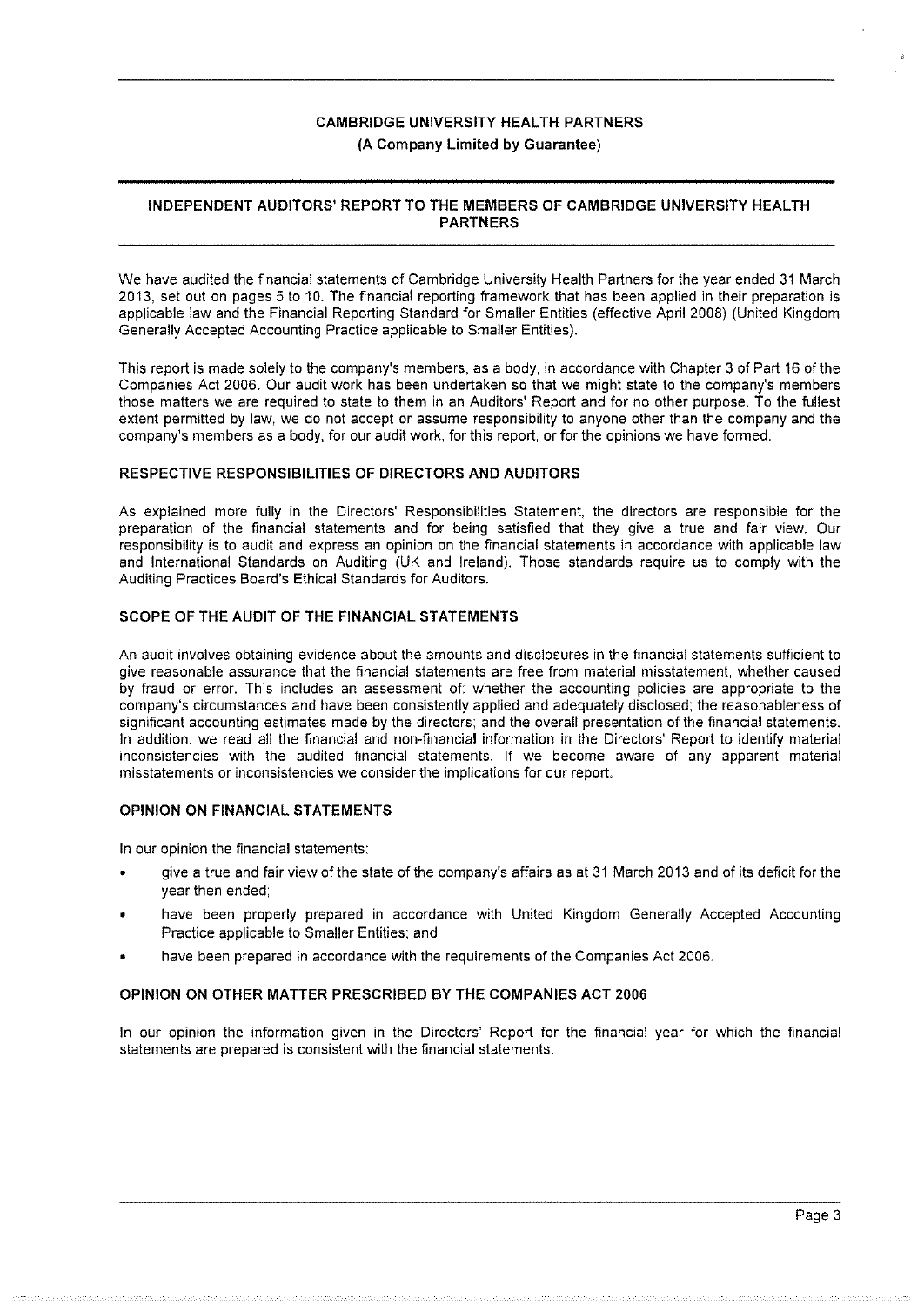# CAMBRIDGE UNIVERSITY HEALTH PARTNERS

**(A Company Limited by Guarantee)**

## INDEPENDENT AUDITORS' REPORT TO THE MEMBERS OF CAMBRIDGE UNIVERSITY HEALTH PARTNERS

We have audited the financial statements of Cambridge University Health Partners for the year ended 31 March 2013, set out on pages 5 to 10. The financial reporting framework that has been applied in their preparation is applicable law and the Financial Reporting Standard for Smaller Entities (effective April 2008) (United Kingdom Generally Accepted Accounting Practice applicable to Smaller Entities).

This report is made solely to the company's members, as a body, in accordance with Chapter 3 of Part 16 of the Companies Act 2006. Our audit work has been undertaken so that we might state to the company's members those matters we are required to state to them in an Auditors' Report and for no other purpose. To the fullest extent permitted by law, we do not accept or assume responsibility to anyone other than the company and the company's members as a body, for our audit work, for this report, or for the opinions we have formed.

### RESPECTIVE RESPONSIBILITIES OF DIRECTORS AND AUDITORS

As explained more fully in the Directors' Responsibilities Statement, the directors are responsible for the preparation of the financial statements and for being satisfied that they give a true and fair view. Our responsibility is to audit and express an opinion on the financial statements in accordance with applicable law and International Standards on Auditing (UK and Ireland). Those standards require us to comply with the Auditing Practices Board's Ethical Standards for Auditors.

### SCOPE OF THE AUDIT OF THE FINANCIAL STATEMENTS

An audit involves obtaining evidence about the amounts and disclosures in the financial statements sufficient to give reasonable assurance that the financial statements are free from material misstatement, whether caused by fraud or error. This includes an assessment of: whether the accounting policies are appropriate to the company's circumstances and have been consistently applied and adequately disclosed; the reasonableness of significant accounting estimates made by the directors; and the overall presentation of the financial statements. In addition, we read all the financial and non-financial information in the Directors' Report to identify material inconsistencies with the audited financial statements. If we become aware of any apparent material misstatements or inconsistencies we consider the implications for our report.

### OPINION ON FINANCIAL STATEMENTS

In our opinion the financial statements:

- give a true and fair view of the state of the company's affairs as at 31 March 2013 and of its deficit for the year then ended;
- have been properly prepared in accordance with United Kingdom Generally Accepted Accounting Practice applicable to Smaller Entities; and
- have been prepared in accordance with the requirements of the Companies Act 2006.

### OPINION ON OTHER MATTER PRESCRIBED BY THE COMPANIES ACT 2006

In our opinion the information given in the Directors' Report for the financial year for which the financial statements are prepared is consistent with the financial statements.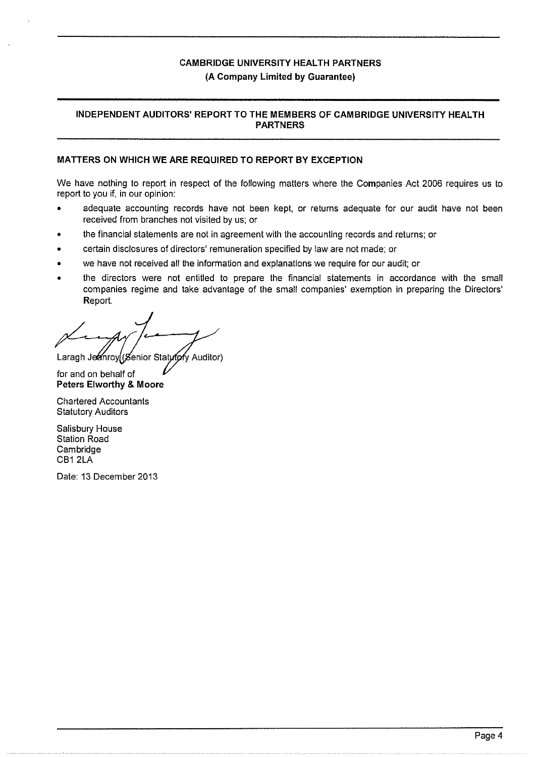# CAMBRIDGE UNIVERSITY HEALTH PARTNERS

**(A Company Limited by Guarantee)**

## INDEPENDENT AUDITORS' REPORT TO THE MEMBERS OF CAMBRIDGE UNIVERSITY HEALTH PARTNERS

### MATTERS ON WHICH WE ARE REQUIRED TO REPORT BY EXCEPTION

We have nothing to report in respect of the following matters where the Companies Act 2006 requires us to report to you if, in our opinion:

- adequate accounting records have not been kept, or returns adequate for our audit have not been received from branches not visited by us; or
- the financial statements are not in agreement with the accounting records and returns; or
- certain disclosures of directors' remuneration specified by law are not made; or
- we have not received all the information and explanations we require for our audit; or
- the directors were not entitled to prepare the financial statements in accordance with the small companies regime and take advantage of the small companies' exemption in preparing the Directors' Report.

Laragh Jeanroy (Senior Statutory Auditor)

for and on behalf of
**Peters Elworthy & Moore**

Chartered Accountants
Statutory Auditors

Salisbury House
Station Road
Cambridge
CB1 2LA

Date: 13 December 2013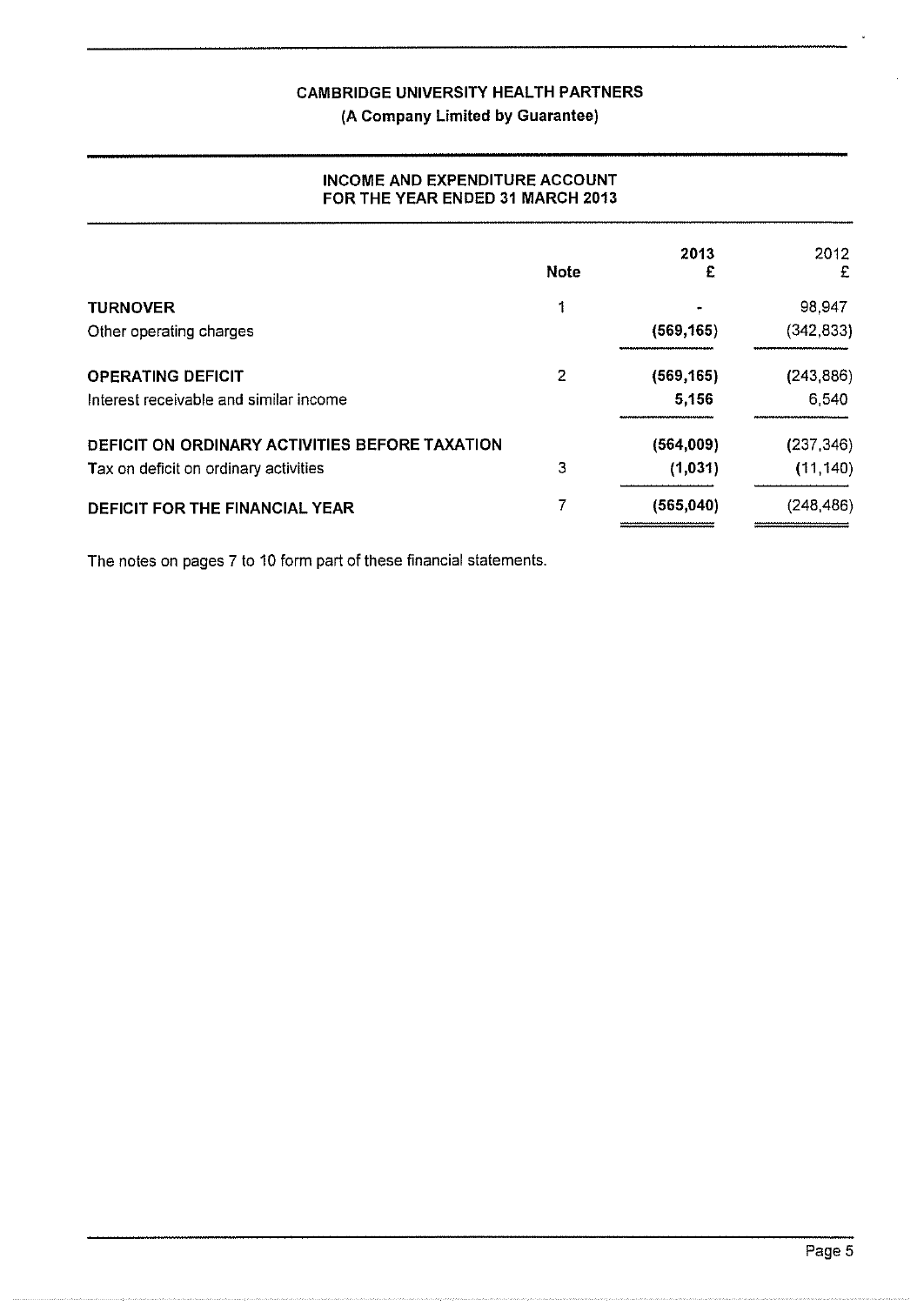# CAMBRIDGE UNIVERSITY HEALTH PARTNERS

**(A Company Limited by Guarantee)**

## INCOME AND EXPENDITURE ACCOUNT
## FOR THE YEAR ENDED 31 MARCH 2013

| | Note | 2013 £ | 2012 £ |
|---|---|---|---|
| **TURNOVER** | 1 | - | 98,947 |
| Other operating charges | | **(569,165)** | (342,833) |
| **OPERATING DEFICIT** | 2 | **(569,165)** | (243,886) |
| Interest receivable and similar income | | **5,156** | 6,540 |
| **DEFICIT ON ORDINARY ACTIVITIES BEFORE TAXATION** | | **(564,009)** | (237,346) |
| Tax on deficit on ordinary activities | 3 | **(1,031)** | (11,140) |
| **DEFICIT FOR THE FINANCIAL YEAR** | 7 | **(565,040)** | (248,486) |

The notes on pages 7 to 10 form part of these financial statements.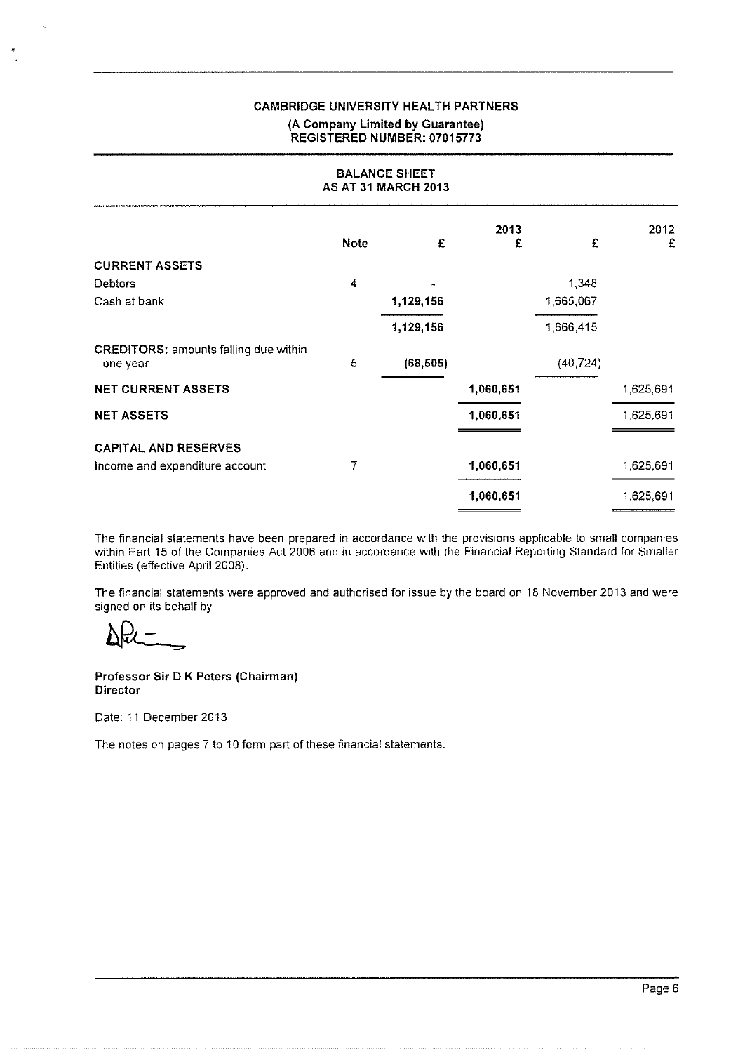**CAMBRIDGE UNIVERSITY HEALTH PARTNERS**
**(A Company Limited by Guarantee)**
**REGISTERED NUMBER: 07015773**

## BALANCE SHEET
## AS AT 31 MARCH 2013

| | Note | £ | 2013 £ | £ | 2012 £ |
|---|---|---|---|---|---|
| **CURRENT ASSETS** | | | | | |
| Debtors | 4 | - | | 1,348 | |
| Cash at bank | | 1,129,156 | | 1,665,067 | |
| | | 1,129,156 | | 1,666,415 | |
| **CREDITORS:** amounts falling due within one year | 5 | (68,505) | | (40,724) | |
| **NET CURRENT ASSETS** | | | 1,060,651 | | 1,625,691 |
| **NET ASSETS** | | | 1,060,651 | | 1,625,691 |
| **CAPITAL AND RESERVES** | | | | | |
| Income and expenditure account | 7 | | 1,060,651 | | 1,625,691 |
| | | | 1,060,651 | | 1,625,691 |

The financial statements have been prepared in accordance with the provisions applicable to small companies within Part 15 of the Companies Act 2006 and in accordance with the Financial Reporting Standard for Smaller Entities (effective April 2008).

The financial statements were approved and authorised for issue by the board on 18 November 2013 and were signed on its behalf by

**Professor Sir D K Peters (Chairman)**
**Director**

Date: 11 December 2013

The notes on pages 7 to 10 form part of these financial statements.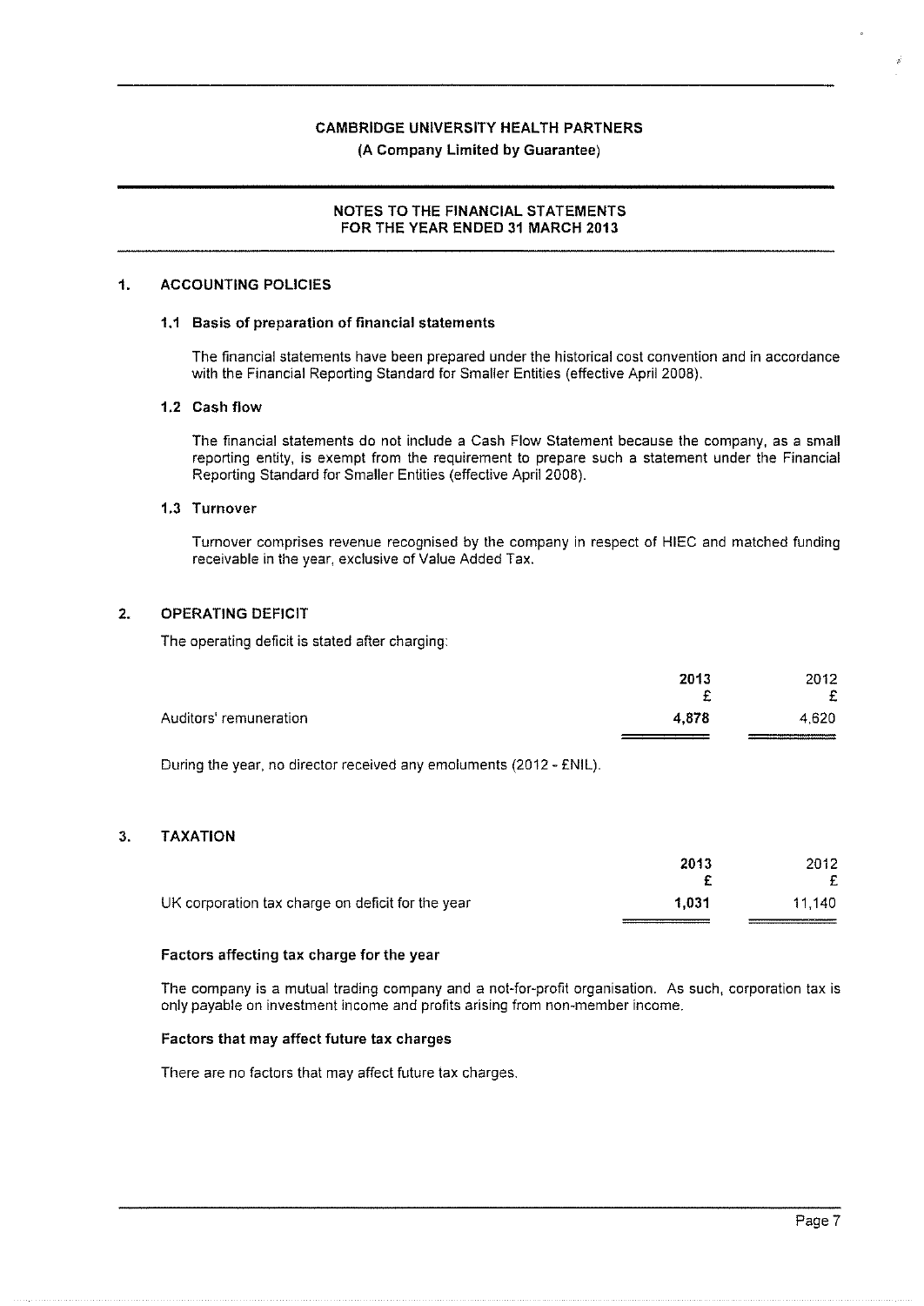**CAMBRIDGE UNIVERSITY HEALTH PARTNERS**

**(A Company Limited by Guarantee)**

**NOTES TO THE FINANCIAL STATEMENTS FOR THE YEAR ENDED 31 MARCH 2013**

## 1. ACCOUNTING POLICIES

### 1.1 Basis of preparation of financial statements

The financial statements have been prepared under the historical cost convention and in accordance with the Financial Reporting Standard for Smaller Entities (effective April 2008).

### 1.2 Cash flow

The financial statements do not include a Cash Flow Statement because the company, as a small reporting entity, is exempt from the requirement to prepare such a statement under the Financial Reporting Standard for Smaller Entities (effective April 2008).

### 1.3 Turnover

Turnover comprises revenue recognised by the company in respect of HIEC and matched funding receivable in the year, exclusive of Value Added Tax.

## 2. OPERATING DEFICIT

The operating deficit is stated after charging:

| | **2013** | 2012 |
|---|---|---|
| | **£** | £ |
| Auditors' remuneration | **4,878** | 4,620 |

During the year, no director received any emoluments (2012 - £NIL).

## 3. TAXATION

| | **2013** | 2012 |
|---|---|---|
| | **£** | £ |
| UK corporation tax charge on deficit for the year | **1,031** | 11,140 |

**Factors affecting tax charge for the year**

The company is a mutual trading company and a not-for-profit organisation. As such, corporation tax is only payable on investment income and profits arising from non-member income.

**Factors that may affect future tax charges**

There are no factors that may affect future tax charges.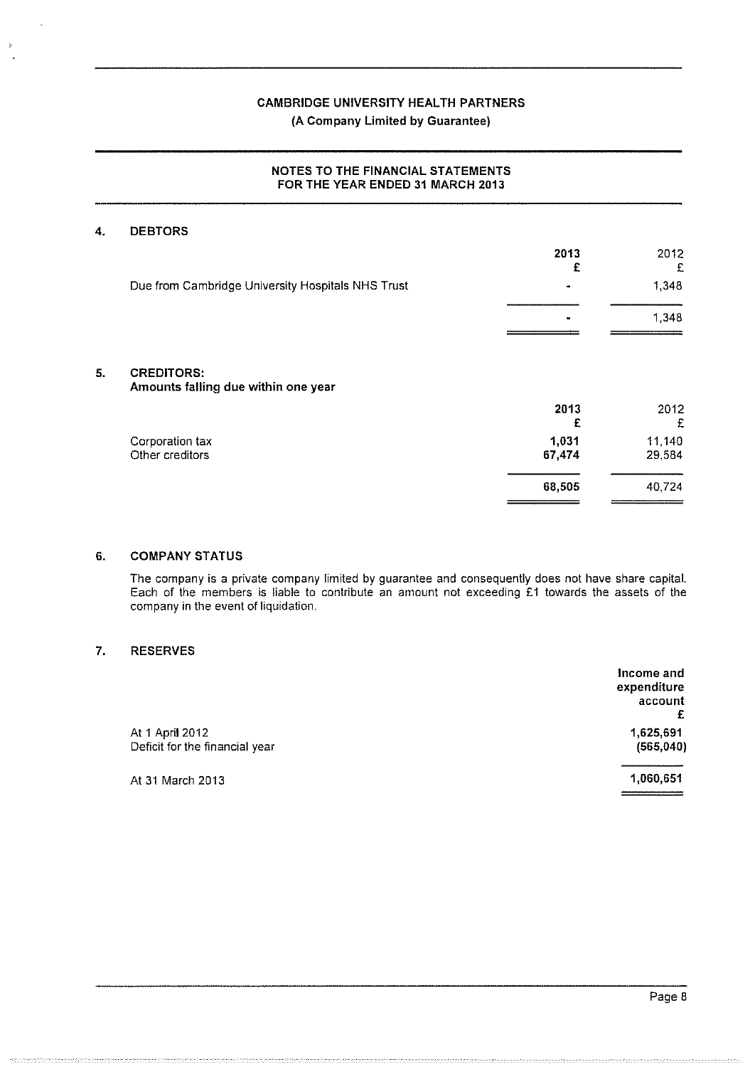# CAMBRIDGE UNIVERSITY HEALTH PARTNERS

**(A Company Limited by Guarantee)**

## NOTES TO THE FINANCIAL STATEMENTS FOR THE YEAR ENDED 31 MARCH 2013

### 4. DEBTORS

| | 2013 £ | 2012 £ |
|---|---|---|
| Due from Cambridge University Hospitals NHS Trust | - | 1,348 |
| | - | 1,348 |

### 5. CREDITORS: Amounts falling due within one year

| | 2013 £ | 2012 £ |
|---|---|---|
| Corporation tax | 1,031 | 11,140 |
| Other creditors | 67,474 | 29,584 |
| | 68,505 | 40,724 |

### 6. COMPANY STATUS

The company is a private company limited by guarantee and consequently does not have share capital. Each of the members is liable to contribute an amount not exceeding £1 towards the assets of the company in the event of liquidation.

### 7. RESERVES

| | Income and expenditure account £ |
|---|---|
| At 1 April 2012 | 1,625,691 |
| Deficit for the financial year | (565,040) |
| At 31 March 2013 | 1,060,651 |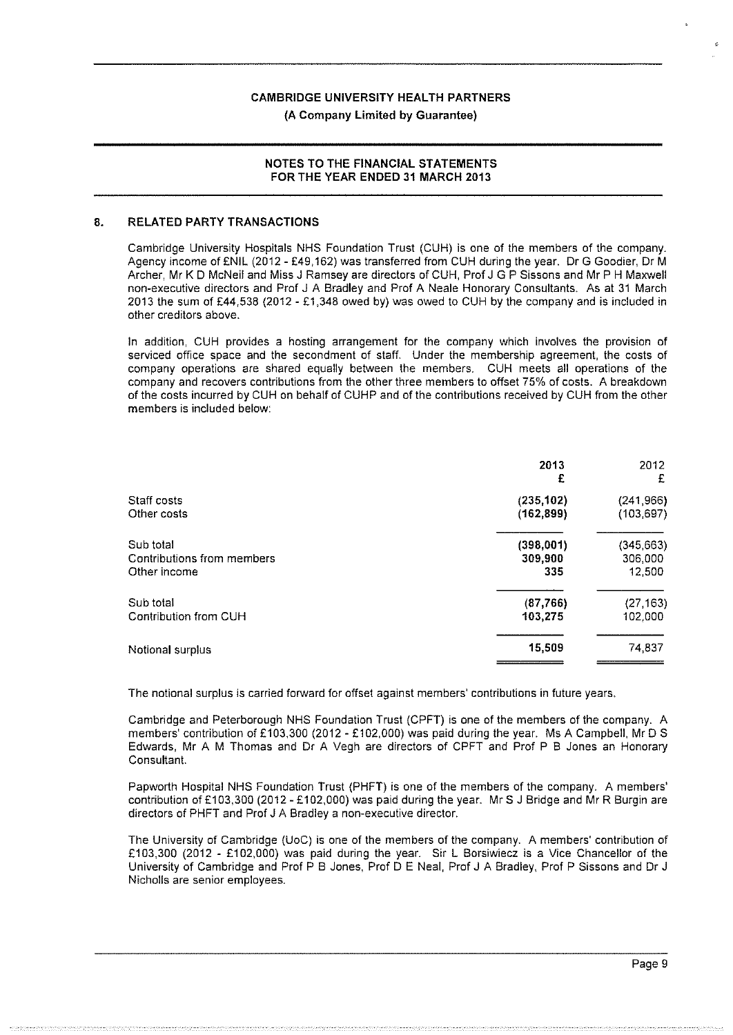**CAMBRIDGE UNIVERSITY HEALTH PARTNERS**

**(A Company Limited by Guarantee)**

**NOTES TO THE FINANCIAL STATEMENTS FOR THE YEAR ENDED 31 MARCH 2013**

## 8. RELATED PARTY TRANSACTIONS

Cambridge University Hospitals NHS Foundation Trust (CUH) is one of the members of the company. Agency income of £NIL (2012 - £49,162) was transferred from CUH during the year. Dr G Goodier, Dr M Archer, Mr K D McNeil and Miss J Ramsey are directors of CUH, Prof J G P Sissons and Mr P H Maxwell non-executive directors and Prof J A Bradley and Prof A Neale Honorary Consultants. As at 31 March 2013 the sum of £44,538 (2012 - £1,348 owed by) was owed to CUH by the company and is included in other creditors above.

In addition, CUH provides a hosting arrangement for the company which involves the provision of serviced office space and the secondment of staff. Under the membership agreement, the costs of company operations are shared equally between the members. CUH meets all operations of the company and recovers contributions from the other three members to offset 75% of costs. A breakdown of the costs incurred by CUH on behalf of CUHP and of the contributions received by CUH from the other members is included below:

| | 2013 £ | 2012 £ |
|---|---|---|
| Staff costs | (235,102) | (241,966) |
| Other costs | (162,899) | (103,697) |
| Sub total | (398,001) | (345,663) |
| Contributions from members | 309,900 | 306,000 |
| Other income | 335 | 12,500 |
| Sub total | (87,766) | (27,163) |
| Contribution from CUH | 103,275 | 102,000 |
| Notional surplus | 15,509 | 74,837 |

The notional surplus is carried forward for offset against members' contributions in future years.

Cambridge and Peterborough NHS Foundation Trust (CPFT) is one of the members of the company. A members' contribution of £103,300 (2012 - £102,000) was paid during the year. Ms A Campbell, Mr D S Edwards, Mr A M Thomas and Dr A Vegh are directors of CPFT and Prof P B Jones an Honorary Consultant.

Papworth Hospital NHS Foundation Trust (PHFT) is one of the members of the company. A members' contribution of £103,300 (2012 - £102,000) was paid during the year. Mr S J Bridge and Mr R Burgin are directors of PHFT and Prof J A Bradley a non-executive director.

The University of Cambridge (UoC) is one of the members of the company. A members' contribution of £103,300 (2012 - £102,000) was paid during the year. Sir L Borsiwiecz is a Vice Chancellor of the University of Cambridge and Prof P B Jones, Prof D E Neal, Prof J A Bradley, Prof P Sissons and Dr J Nicholls are senior employees.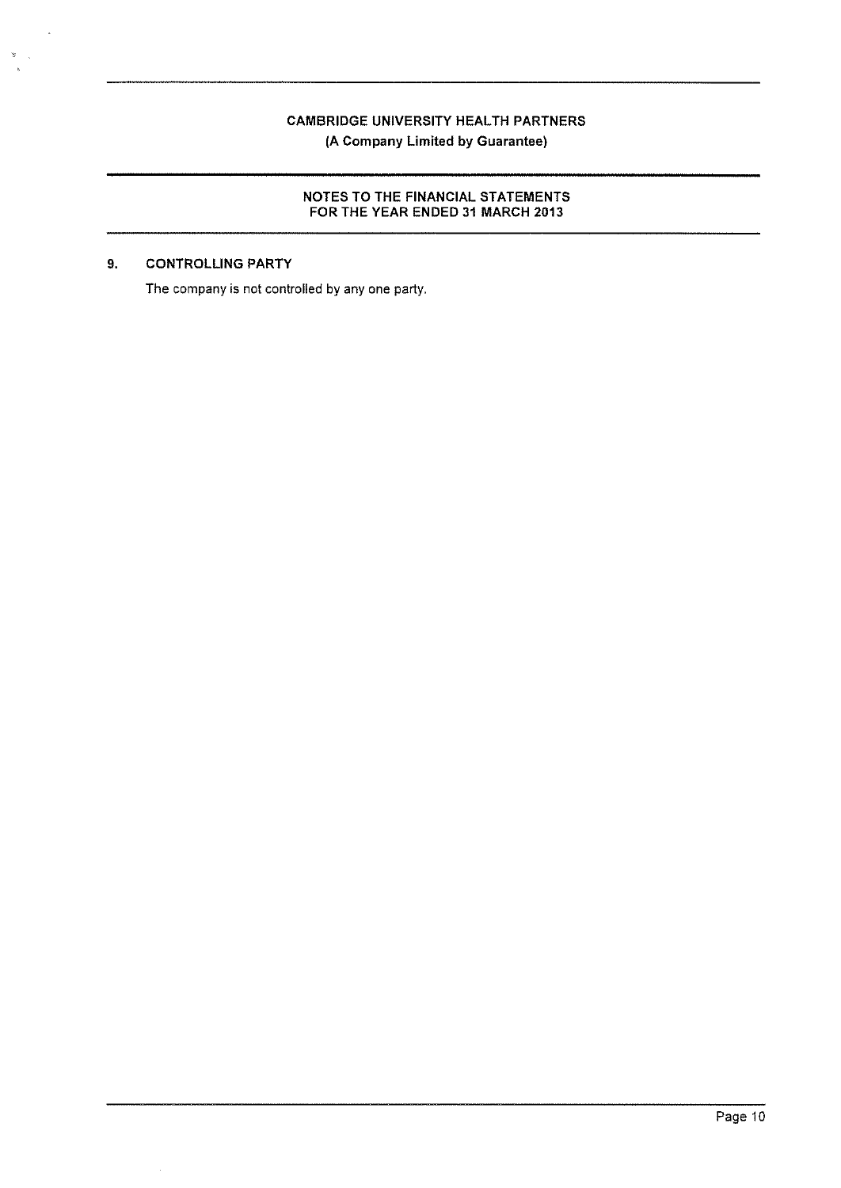## 9. CONTROLLING PARTY

The company is not controlled by any one party.